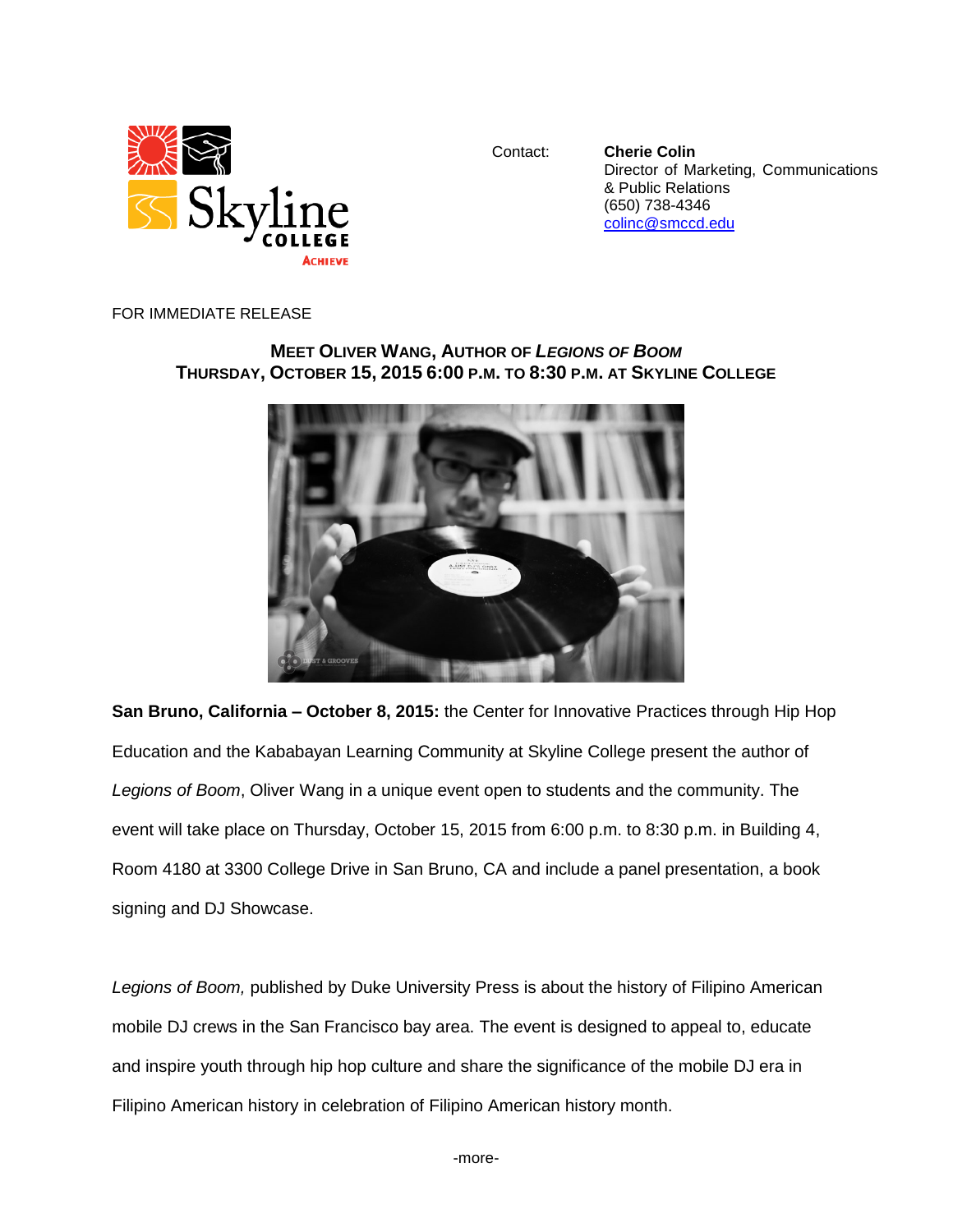Contact: **Cherie Colin**
Director of Marketing, Communications & Public Relations
(650) 738-4346
colinc@smccd.edu

FOR IMMEDIATE RELEASE

**MEET OLIVER WANG, AUTHOR OF *LEGIONS OF BOOM***
**THURSDAY, OCTOBER 15, 2015 6:00 P.M. TO 8:30 P.M. AT SKYLINE COLLEGE**

**San Bruno, California – October 8, 2015:** the Center for Innovative Practices through Hip Hop Education and the Kababayan Learning Community at Skyline College present the author of *Legions of Boom*, Oliver Wang in a unique event open to students and the community. The event will take place on Thursday, October 15, 2015 from 6:00 p.m. to 8:30 p.m. in Building 4, Room 4180 at 3300 College Drive in San Bruno, CA and include a panel presentation, a book signing and DJ Showcase.

*Legions of Boom,* published by Duke University Press is about the history of Filipino American mobile DJ crews in the San Francisco bay area. The event is designed to appeal to, educate and inspire youth through hip hop culture and share the significance of the mobile DJ era in Filipino American history in celebration of Filipino American history month.

-more-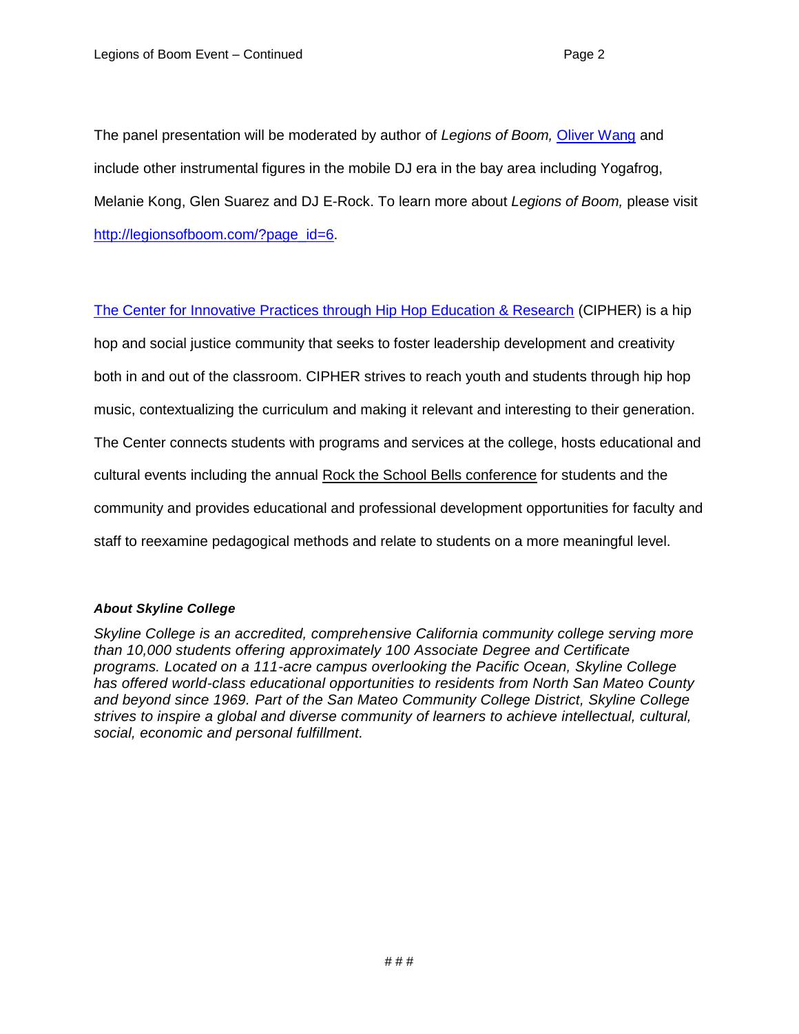The panel presentation will be moderated by author of *Legions of Boom,* Oliver Wang and include other instrumental figures in the mobile DJ era in the bay area including Yogafrog, Melanie Kong, Glen Suarez and DJ E-Rock. To learn more about *Legions of Boom,* please visit http://legionsofboom.com/?page_id=6.

The Center for Innovative Practices through Hip Hop Education & Research (CIPHER) is a hip hop and social justice community that seeks to foster leadership development and creativity both in and out of the classroom. CIPHER strives to reach youth and students through hip hop music, contextualizing the curriculum and making it relevant and interesting to their generation. The Center connects students with programs and services at the college, hosts educational and cultural events including the annual Rock the School Bells conference for students and the community and provides educational and professional development opportunities for faculty and staff to reexamine pedagogical methods and relate to students on a more meaningful level.

***About Skyline College***

*Skyline College is an accredited, comprehensive California community college serving more than 10,000 students offering approximately 100 Associate Degree and Certificate programs. Located on a 111-acre campus overlooking the Pacific Ocean, Skyline College has offered world-class educational opportunities to residents from North San Mateo County and beyond since 1969. Part of the San Mateo Community College District, Skyline College strives to inspire a global and diverse community of learners to achieve intellectual, cultural, social, economic and personal fulfillment.*

# # #